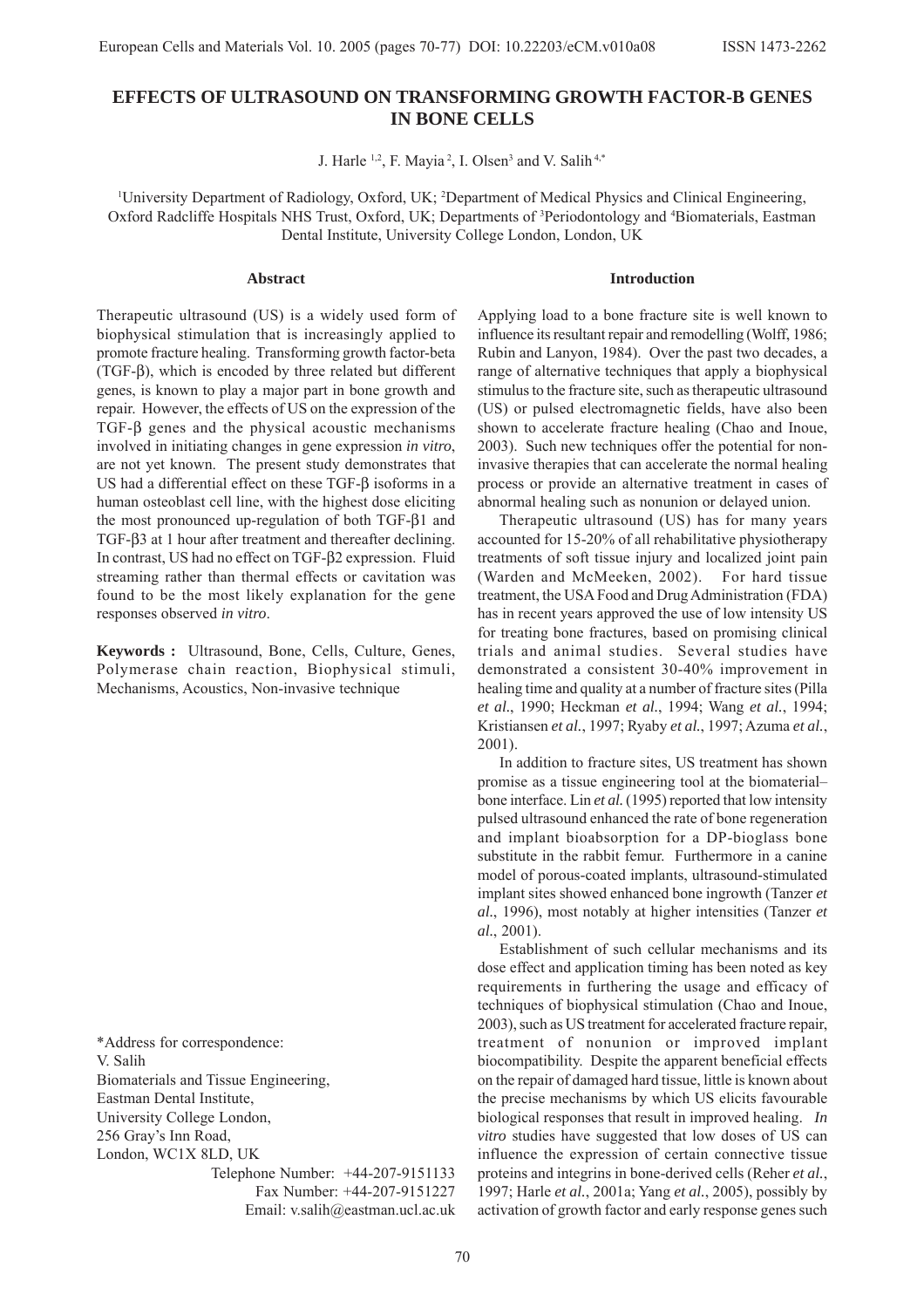# EFFECTS OF ULTRASOUND ON TRANSFORMING GROWTH FACTOR-B GENES IN BONE CELLS

J. Harle [1,2], F. Mayia [2], I. Olsen[3] and V. Salih [4,*]

[1]University Department of Radiology, Oxford, UK; [2]Department of Medical Physics and Clinical Engineering, Oxford Radcliffe Hospitals NHS Trust, Oxford, UK; Departments of [3]Periodontology and [4]Biomaterials, Eastman Dental Institute, University College London, London, UK

## Abstract

Therapeutic ultrasound (US) is a widely used form of biophysical stimulation that is increasingly applied to promote fracture healing. Transforming growth factor-beta (TGF-β), which is encoded by three related but different genes, is known to play a major part in bone growth and repair. However, the effects of US on the expression of the TGF-β genes and the physical acoustic mechanisms involved in initiating changes in gene expression *in vitro*, are not yet known. The present study demonstrates that US had a differential effect on these TGF-β isoforms in a human osteoblast cell line, with the highest dose eliciting the most pronounced up-regulation of both TGF-β1 and TGF-β3 at 1 hour after treatment and thereafter declining. In contrast, US had no effect on TGF-β2 expression. Fluid streaming rather than thermal effects or cavitation was found to be the most likely explanation for the gene responses observed *in vitro*.

**Keywords :** Ultrasound, Bone, Cells, Culture, Genes, Polymerase chain reaction, Biophysical stimuli, Mechanisms, Acoustics, Non-invasive technique

\*Address for correspondence:
V. Salih
Biomaterials and Tissue Engineering,
Eastman Dental Institute,
University College London,
256 Gray's Inn Road,
London, WC1X 8LD, UK
Telephone Number: +44-207-9151133
Fax Number: +44-207-9151227
Email: v.salih@eastman.ucl.ac.uk

## Introduction

Applying load to a bone fracture site is well known to influence its resultant repair and remodelling (Wolff, 1986; Rubin and Lanyon, 1984). Over the past two decades, a range of alternative techniques that apply a biophysical stimulus to the fracture site, such as therapeutic ultrasound (US) or pulsed electromagnetic fields, have also been shown to accelerate fracture healing (Chao and Inoue, 2003). Such new techniques offer the potential for non-invasive therapies that can accelerate the normal healing process or provide an alternative treatment in cases of abnormal healing such as nonunion or delayed union.

Therapeutic ultrasound (US) has for many years accounted for 15-20% of all rehabilitative physiotherapy treatments of soft tissue injury and localized joint pain (Warden and McMeeken, 2002). For hard tissue treatment, the USA Food and Drug Administration (FDA) has in recent years approved the use of low intensity US for treating bone fractures, based on promising clinical trials and animal studies. Several studies have demonstrated a consistent 30-40% improvement in healing time and quality at a number of fracture sites (Pilla *et al.*, 1990; Heckman *et al.*, 1994; Wang *et al.*, 1994; Kristiansen *et al.*, 1997; Ryaby *et al.*, 1997; Azuma *et al.*, 2001).

In addition to fracture sites, US treatment has shown promise as a tissue engineering tool at the biomaterial–bone interface. Lin *et al.* (1995) reported that low intensity pulsed ultrasound enhanced the rate of bone regeneration and implant bioabsorption for a DP-bioglass bone substitute in the rabbit femur. Furthermore in a canine model of porous-coated implants, ultrasound-stimulated implant sites showed enhanced bone ingrowth (Tanzer *et al.*, 1996), most notably at higher intensities (Tanzer *et al.*, 2001).

Establishment of such cellular mechanisms and its dose effect and application timing has been noted as key requirements in furthering the usage and efficacy of techniques of biophysical stimulation (Chao and Inoue, 2003), such as US treatment for accelerated fracture repair, treatment of nonunion or improved implant biocompatibility. Despite the apparent beneficial effects on the repair of damaged hard tissue, little is known about the precise mechanisms by which US elicits favourable biological responses that result in improved healing. *In vitro* studies have suggested that low doses of US can influence the expression of certain connective tissue proteins and integrins in bone-derived cells (Reher *et al.*, 1997; Harle *et al.*, 2001a; Yang *et al.*, 2005), possibly by activation of growth factor and early response genes such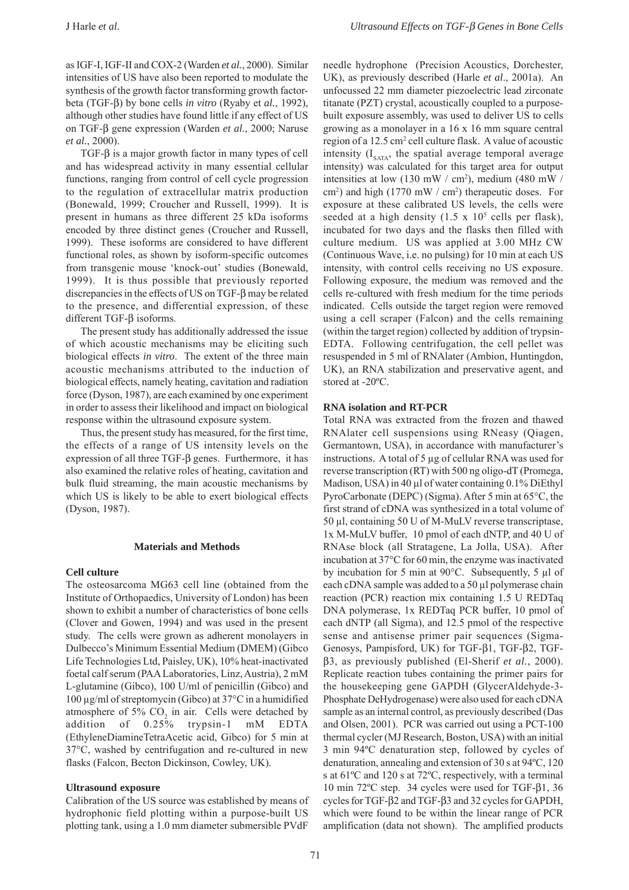as IGF-I, IGF-II and COX-2 (Warden *et al.*, 2000). Similar intensities of US have also been reported to modulate the synthesis of the growth factor transforming growth factor-beta (TGF-β) by bone cells *in vitro* (Ryaby et *al.*, 1992), although other studies have found little if any effect of US on TGF-β gene expression (Warden *et al.*, 2000; Naruse *et al.*, 2000).

TGF-β is a major growth factor in many types of cell and has widespread activity in many essential cellular functions, ranging from control of cell cycle progression to the regulation of extracellular matrix production (Bonewald, 1999; Croucher and Russell, 1999). It is present in humans as three different 25 kDa isoforms encoded by three distinct genes (Croucher and Russell, 1999). These isoforms are considered to have different functional roles, as shown by isoform-specific outcomes from transgenic mouse 'knock-out' studies (Bonewald, 1999). It is thus possible that previously reported discrepancies in the effects of US on TGF-β may be related to the presence, and differential expression, of these different TGF-β isoforms.

The present study has additionally addressed the issue of which acoustic mechanisms may be eliciting such biological effects *in vitro*. The extent of the three main acoustic mechanisms attributed to the induction of biological effects, namely heating, cavitation and radiation force (Dyson, 1987), are each examined by one experiment in order to assess their likelihood and impact on biological response within the ultrasound exposure system.

Thus, the present study has measured, for the first time, the effects of a range of US intensity levels on the expression of all three TGF-β genes. Furthermore, it has also examined the relative roles of heating, cavitation and bulk fluid streaming, the main acoustic mechanisms by which US is likely to be able to exert biological effects (Dyson, 1987).

## Materials and Methods

### Cell culture

The osteosarcoma MG63 cell line (obtained from the Institute of Orthopaedics, University of London) has been shown to exhibit a number of characteristics of bone cells (Clover and Gowen, 1994) and was used in the present study. The cells were grown as adherent monolayers in Dulbecco's Minimum Essential Medium (DMEM) (Gibco Life Technologies Ltd, Paisley, UK), 10% heat-inactivated foetal calf serum (PAA Laboratories, Linz, Austria), 2 mM L-glutamine (Gibco), 100 U/ml of penicillin (Gibco) and 100 μg/ml of streptomycin (Gibco) at 37°C in a humidified atmosphere of 5% $CO_2$ in air. Cells were detached by addition of 0.25% trypsin-1 mM EDTA (EthyleneDiamineTetraAcetic acid, Gibco) for 5 min at 37°C, washed by centrifugation and re-cultured in new flasks (Falcon, Becton Dickinson, Cowley, UK).

### Ultrasound exposure

Calibration of the US source was established by means of hydrophonic field plotting within a purpose-built US plotting tank, using a 1.0 mm diameter submersible PVdF needle hydrophone (Precision Acoustics, Dorchester, UK), as previously described (Harle *et al*., 2001a). An unfocussed 22 mm diameter piezoelectric lead zirconate titanate (PZT) crystal, acoustically coupled to a purpose-built exposure assembly, was used to deliver US to cells growing as a monolayer in a 16 x 16 mm square central region of a 12.5 cm$^2$ cell culture flask. A value of acoustic intensity ($I_{SATA}$, the spatial average temporal average intensity) was calculated for this target area for output intensities at low (130 mW / cm$^2$), medium (480 mW / cm$^2$) and high (1770 mW / cm$^2$) therapeutic doses. For exposure at these calibrated US levels, the cells were seeded at a high density (1.5 x $10^5$ cells per flask), incubated for two days and the flasks then filled with culture medium. US was applied at 3.00 MHz CW (Continuous Wave, i.e. no pulsing) for 10 min at each US intensity, with control cells receiving no US exposure. Following exposure, the medium was removed and the cells re-cultured with fresh medium for the time periods indicated. Cells outside the target region were removed using a cell scraper (Falcon) and the cells remaining (within the target region) collected by addition of trypsin-EDTA. Following centrifugation, the cell pellet was resuspended in 5 ml of RNAlater (Ambion, Huntingdon, UK), an RNA stabilization and preservative agent, and stored at -20ºC.

### RNA isolation and RT-PCR

Total RNA was extracted from the frozen and thawed RNAlater cell suspensions using RNeasy (Qiagen, Germantown, USA), in accordance with manufacturer's instructions. A total of 5 μg of cellular RNA was used for reverse transcription (RT) with 500 ng oligo-dT (Promega, Madison, USA) in 40 μl of water containing 0.1% DiEthyl PyroCarbonate (DEPC) (Sigma). After 5 min at 65°C, the first strand of cDNA was synthesized in a total volume of 50 μl, containing 50 U of M-MuLV reverse transcriptase, 1x M-MuLV buffer, 10 pmol of each dNTP, and 40 U of RNAse block (all Stratagene, La Jolla, USA). After incubation at 37°C for 60 min, the enzyme was inactivated by incubation for 5 min at 90°C. Subsequently, 5 μl of each cDNA sample was added to a 50 μl polymerase chain reaction (PCR) reaction mix containing 1.5 U REDTaq DNA polymerase, 1x REDTaq PCR buffer, 10 pmol of each dNTP (all Sigma), and 12.5 pmol of the respective sense and antisense primer pair sequences (Sigma-Genosys, Pampisford, UK) for TGF-β1, TGF-β2, TGF-β3, as previously published (El-Sherif *et al.*, 2000). Replicate reaction tubes containing the primer pairs for the housekeeping gene GAPDH (GlycerAldehyde-3-Phosphate DeHydrogenase) were also used for each cDNA sample as an internal control, as previously described (Das and Olsen, 2001). PCR was carried out using a PCT-100 thermal cycler (MJ Research, Boston, USA) with an initial 3 min 94ºC denaturation step, followed by cycles of denaturation, annealing and extension of 30 s at 94ºC, 120 s at 61ºC and 120 s at 72ºC, respectively, with a terminal 10 min 72ºC step. 34 cycles were used for TGF-β1, 36 cycles for TGF-β2 and TGF-β3 and 32 cycles for GAPDH, which were found to be within the linear range of PCR amplification (data not shown). The amplified products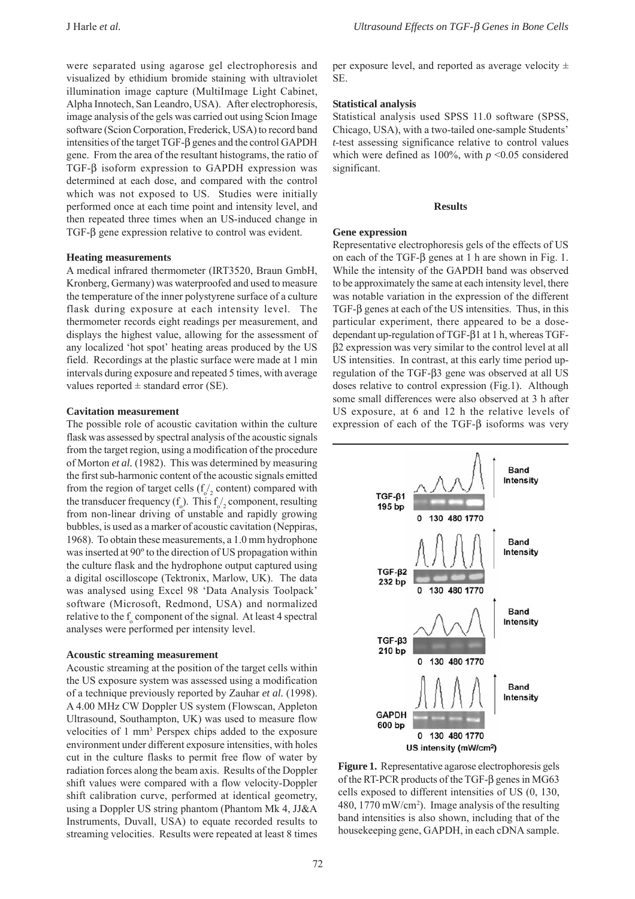were separated using agarose gel electrophoresis and visualized by ethidium bromide staining with ultraviolet illumination image capture (MultiImage Light Cabinet, Alpha Innotech, San Leandro, USA). After electrophoresis, image analysis of the gels was carried out using Scion Image software (Scion Corporation, Frederick, USA) to record band intensities of the target TGF-β genes and the control GAPDH gene. From the area of the resultant histograms, the ratio of TGF-β isoform expression to GAPDH expression was determined at each dose, and compared with the control which was not exposed to US. Studies were initially performed once at each time point and intensity level, and then repeated three times when an US-induced change in TGF-β gene expression relative to control was evident.

### Heating measurements

A medical infrared thermometer (IRT3520, Braun GmbH, Kronberg, Germany) was waterproofed and used to measure the temperature of the inner polystyrene surface of a culture flask during exposure at each intensity level. The thermometer records eight readings per measurement, and displays the highest value, allowing for the assessment of any localized 'hot spot' heating areas produced by the US field. Recordings at the plastic surface were made at 1 min intervals during exposure and repeated 5 times, with average values reported ± standard error (SE).

### Cavitation measurement

The possible role of acoustic cavitation within the culture flask was assessed by spectral analysis of the acoustic signals from the target region, using a modification of the procedure of Morton *et al.* (1982). This was determined by measuring the first sub-harmonic content of the acoustic signals emitted from the region of target cells ($f_o/_2$ content) compared with the transducer frequency ($f_o$). This $f_o/_2$ component, resulting from non-linear driving of unstable and rapidly growing bubbles, is used as a marker of acoustic cavitation (Neppiras, 1968). To obtain these measurements, a 1.0 mm hydrophone was inserted at 90º to the direction of US propagation within the culture flask and the hydrophone output captured using a digital oscilloscope (Tektronix, Marlow, UK). The data was analysed using Excel 98 'Data Analysis Toolpack' software (Microsoft, Redmond, USA) and normalized relative to the $f_o$ component of the signal. At least 4 spectral analyses were performed per intensity level.

### Acoustic streaming measurement

Acoustic streaming at the position of the target cells within the US exposure system was assessed using a modification of a technique previously reported by Zauhar *et al.* (1998). A 4.00 MHz CW Doppler US system (Flowscan, Appleton Ultrasound, Southampton, UK) was used to measure flow velocities of 1 mm$^3$ Perspex chips added to the exposure environment under different exposure intensities, with holes cut in the culture flasks to permit free flow of water by radiation forces along the beam axis. Results of the Doppler shift values were compared with a flow velocity-Doppler shift calibration curve, performed at identical geometry, using a Doppler US string phantom (Phantom Mk 4, JJ&A Instruments, Duvall, USA) to equate recorded results to streaming velocities. Results were repeated at least 8 times per exposure level, and reported as average velocity ± SE.

### Statistical analysis

Statistical analysis used SPSS 11.0 software (SPSS, Chicago, USA), with a two-tailed one-sample Students' *t*-test assessing significance relative to control values which were defined as 100%, with $p$ <0.05 considered significant.

## Results

### Gene expression

Representative electrophoresis gels of the effects of US on each of the TGF-β genes at 1 h are shown in Fig. 1. While the intensity of the GAPDH band was observed to be approximately the same at each intensity level, there was notable variation in the expression of the different TGF-β genes at each of the US intensities. Thus, in this particular experiment, there appeared to be a dose-dependant up-regulation of TGF-β1 at 1 h, whereas TGF-β2 expression was very similar to the control level at all US intensities. In contrast, at this early time period up-regulation of the TGF-β3 gene was observed at all US doses relative to control expression (Fig.1). Although some small differences were also observed at 3 h after US exposure, at 6 and 12 h the relative levels of expression of each of the TGF-β isoforms was very

**Figure 1.** Representative agarose electrophoresis gels of the RT-PCR products of the TGF-β genes in MG63 cells exposed to different intensities of US (0, 130, 480, 1770 mW/cm$^2$). Image analysis of the resulting band intensities is also shown, including that of the housekeeping gene, GAPDH, in each cDNA sample.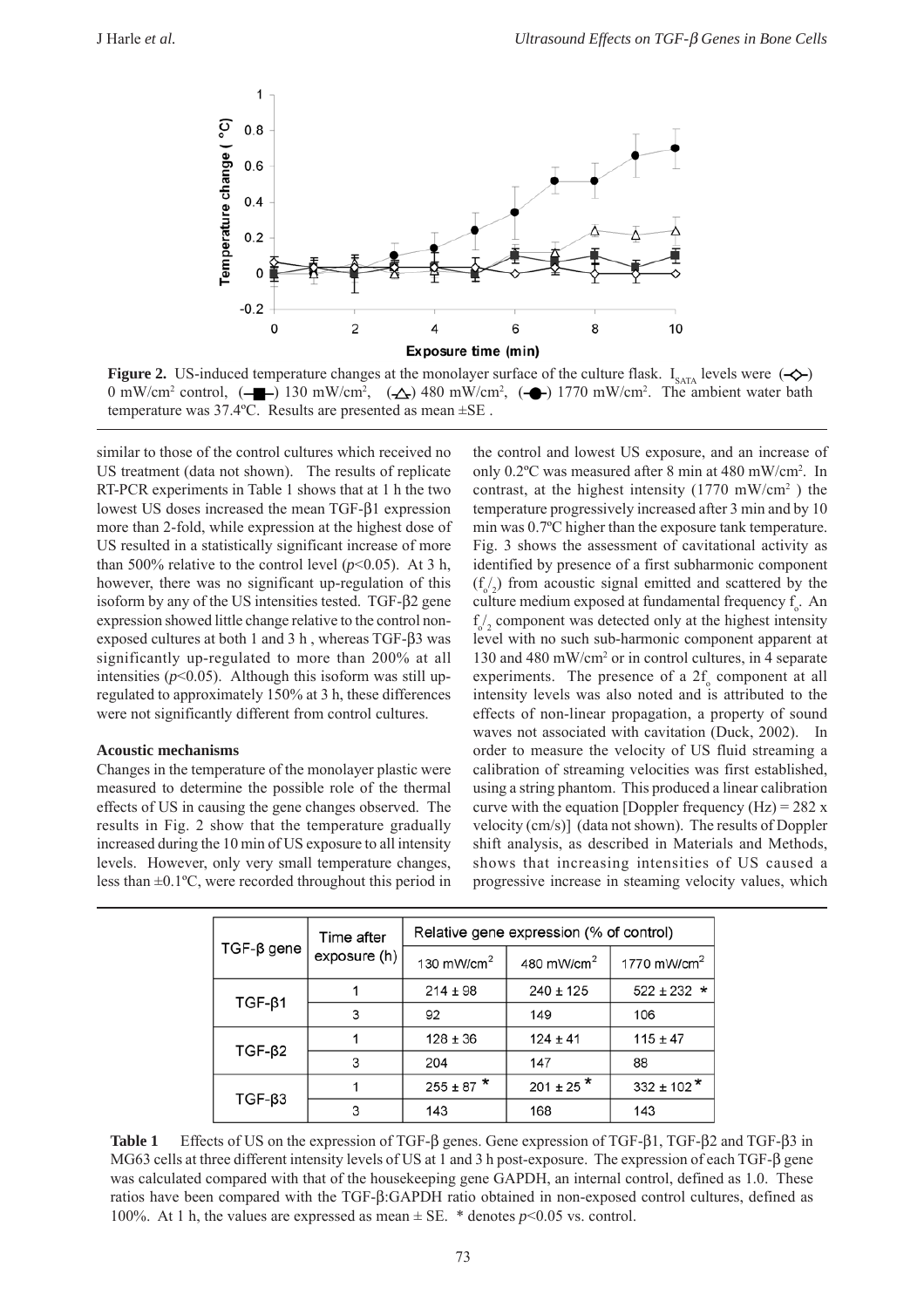**Figure 2.** US-induced temperature changes at the monolayer surface of the culture flask. $I_{SATA}$ levels were (◇) 0 mW/cm$^2$ control, (■) 130 mW/cm$^2$, (△) 480 mW/cm$^2$, (●) 1770 mW/cm$^2$. The ambient water bath temperature was 37.4ºC. Results are presented as mean ±SE .

similar to those of the control cultures which received no US treatment (data not shown). The results of replicate RT-PCR experiments in Table 1 shows that at 1 h the two lowest US doses increased the mean TGF-β1 expression more than 2-fold, while expression at the highest dose of US resulted in a statistically significant increase of more than 500% relative to the control level ($p$<0.05). At 3 h, however, there was no significant up-regulation of this isoform by any of the US intensities tested. TGF-β2 gene expression showed little change relative to the control non-exposed cultures at both 1 and 3 h , whereas TGF-β3 was significantly up-regulated to more than 200% at all intensities ($p$<0.05). Although this isoform was still up-regulated to approximately 150% at 3 h, these differences were not significantly different from control cultures.

#### Acoustic mechanisms

Changes in the temperature of the monolayer plastic were measured to determine the possible role of the thermal effects of US in causing the gene changes observed. The results in Fig. 2 show that the temperature gradually increased during the 10 min of US exposure to all intensity levels. However, only very small temperature changes, less than ±0.1ºC, were recorded throughout this period in the control and lowest US exposure, and an increase of only 0.2ºC was measured after 8 min at 480 mW/cm$^2$. In contrast, at the highest intensity (1770 mW/cm$^2$ ) the temperature progressively increased after 3 min and by 10 min was 0.7ºC higher than the exposure tank temperature. Fig. 3 shows the assessment of cavitational activity as identified by presence of a first subharmonic component ($f_o/_2$) from acoustic signal emitted and scattered by the culture medium exposed at fundamental frequency $f_o$. An $f_o/_2$ component was detected only at the highest intensity level with no such sub-harmonic component apparent at 130 and 480 mW/cm$^2$ or in control cultures, in 4 separate experiments. The presence of a $2f_o$ component at all intensity levels was also noted and is attributed to the effects of non-linear propagation, a property of sound waves not associated with cavitation (Duck, 2002). In order to measure the velocity of US fluid streaming a calibration of streaming velocities was first established, using a string phantom. This produced a linear calibration curve with the equation [Doppler frequency (Hz) = 282 x velocity (cm/s)] (data not shown). The results of Doppler shift analysis, as described in Materials and Methods, shows that increasing intensities of US caused a progressive increase in steaming velocity values, which

| TGF-β gene | Time after exposure (h) | Relative gene expression (% of control) | | |
|---|---|---|---|---|
| | | 130 mW/cm$^2$ | 480 mW/cm$^2$ | 1770 mW/cm$^2$ |
| TGF-β1 | 1 | 214 ± 98 | 240 ± 125 | 522 ± 232 * |
| | 3 | 92 | 149 | 106 |
| TGF-β2 | 1 | 128 ± 36 | 124 ± 41 | 115 ± 47 |
| | 3 | 204 | 147 | 88 |
| TGF-β3 | 1 | 255 ± 87 * | 201 ± 25 * | 332 ± 102 * |
| | 3 | 143 | 168 | 143 |

**Table 1** Effects of US on the expression of TGF-β genes. Gene expression of TGF-β1, TGF-β2 and TGF-β3 in MG63 cells at three different intensity levels of US at 1 and 3 h post-exposure. The expression of each TGF-β gene was calculated compared with that of the housekeeping gene GAPDH, an internal control, defined as 1.0. These ratios have been compared with the TGF-β:GAPDH ratio obtained in non-exposed control cultures, defined as 100%. At 1 h, the values are expressed as mean ± SE. * denotes $p$<0.05 vs. control.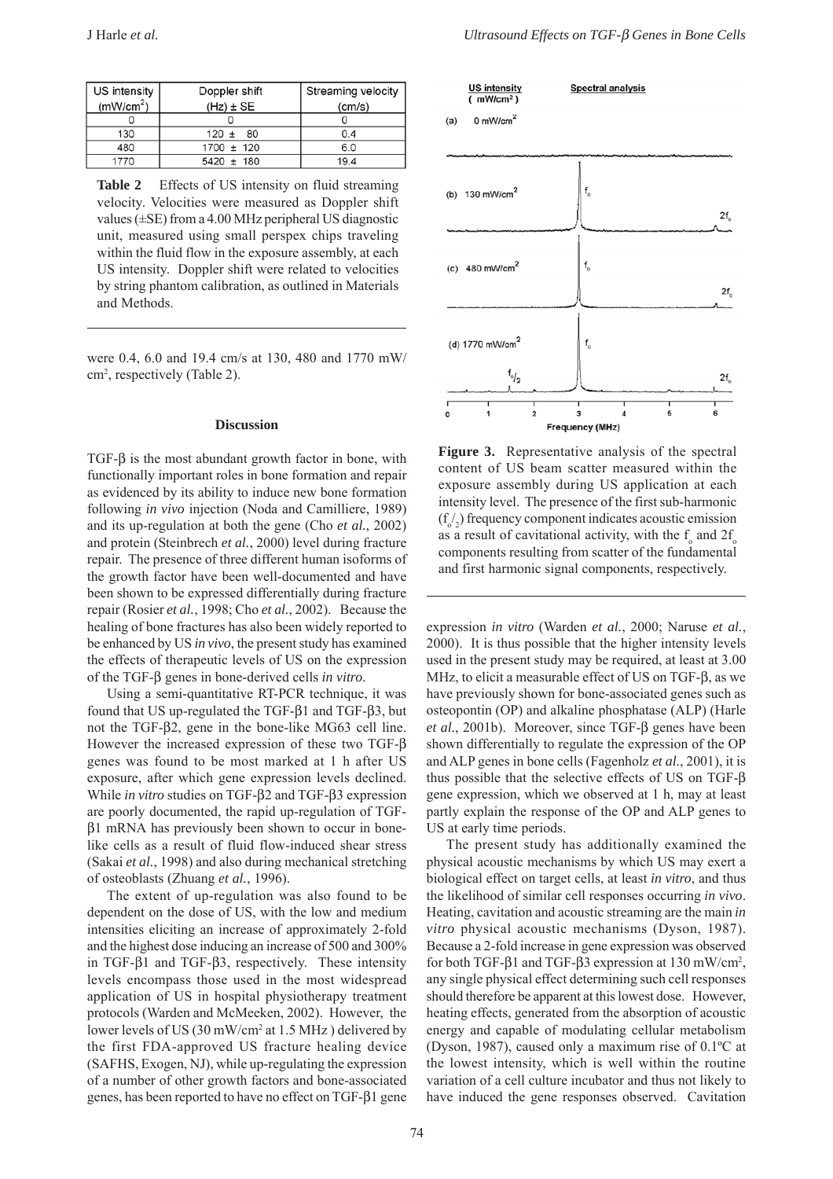| US intensity (mW/cm$^2$) | Doppler shift (Hz) ± SE | Streaming velocity (cm/s) |
|---|---|---|
| 0 | 0 | 0 |
| 130 | 120 ± 80 | 0.4 |
| 480 | 1700 ± 120 | 6.0 |
| 1770 | 5420 ± 180 | 19.4 |

**Table 2** Effects of US intensity on fluid streaming velocity. Velocities were measured as Doppler shift values (±SE) from a 4.00 MHz peripheral US diagnostic unit, measured using small perspex chips traveling within the fluid flow in the exposure assembly, at each US intensity. Doppler shift were related to velocities by string phantom calibration, as outlined in Materials and Methods.

were 0.4, 6.0 and 19.4 cm/s at 130, 480 and 1770 mW/cm$^2$, respectively (Table 2).

**Figure 3.** Representative analysis of the spectral content of US beam scatter measured within the exposure assembly during US application at each intensity level. The presence of the first sub-harmonic ($f_o/_2$) frequency component indicates acoustic emission as a result of cavitational activity, with the $f_o$ and $2f_o$ components resulting from scatter of the fundamental and first harmonic signal components, respectively.

## Discussion

TGF-β is the most abundant growth factor in bone, with functionally important roles in bone formation and repair as evidenced by its ability to induce new bone formation following *in vivo* injection (Noda and Camilliere, 1989) and its up-regulation at both the gene (Cho *et al.*, 2002) and protein (Steinbrech *et al.*, 2000) level during fracture repair. The presence of three different human isoforms of the growth factor have been well-documented and have been shown to be expressed differentially during fracture repair (Rosier *et al.*, 1998; Cho *et al.*, 2002). Because the healing of bone fractures has also been widely reported to be enhanced by US *in vivo*, the present study has examined the effects of therapeutic levels of US on the expression of the TGF-β genes in bone-derived cells *in vitro*.

Using a semi-quantitative RT-PCR technique, it was found that US up-regulated the TGF-β1 and TGF-β3, but not the TGF-β2, gene in the bone-like MG63 cell line. However the increased expression of these two TGF-β genes was found to be most marked at 1 h after US exposure, after which gene expression levels declined. While *in vitro* studies on TGF-β2 and TGF-β3 expression are poorly documented, the rapid up-regulation of TGF-β1 mRNA has previously been shown to occur in bone-like cells as a result of fluid flow-induced shear stress (Sakai *et al.*, 1998) and also during mechanical stretching of osteoblasts (Zhuang *et al.*, 1996).

The extent of up-regulation was also found to be dependent on the dose of US, with the low and medium intensities eliciting an increase of approximately 2-fold and the highest dose inducing an increase of 500 and 300% in TGF-β1 and TGF-β3, respectively. These intensity levels encompass those used in the most widespread application of US in hospital physiotherapy treatment protocols (Warden and McMeeken, 2002). However, the lower levels of US (30 mW/cm$^2$ at 1.5 MHz ) delivered by the first FDA-approved US fracture healing device (SAFHS, Exogen, NJ), while up-regulating the expression of a number of other growth factors and bone-associated genes, has been reported to have no effect on TGF-β1 gene expression *in vitro* (Warden *et al.*, 2000; Naruse *et al.*, 2000). It is thus possible that the higher intensity levels used in the present study may be required, at least at 3.00 MHz, to elicit a measurable effect of US on TGF-β, as we have previously shown for bone-associated genes such as osteopontin (OP) and alkaline phosphatase (ALP) (Harle *et al.*, 2001b). Moreover, since TGF-β genes have been shown differentially to regulate the expression of the OP and ALP genes in bone cells (Fagenholz *et al.*, 2001), it is thus possible that the selective effects of US on TGF-β gene expression, which we observed at 1 h, may at least partly explain the response of the OP and ALP genes to US at early time periods.

The present study has additionally examined the physical acoustic mechanisms by which US may exert a biological effect on target cells, at least *in vitro*, and thus the likelihood of similar cell responses occurring *in vivo*. Heating, cavitation and acoustic streaming are the main *in vitro* physical acoustic mechanisms (Dyson, 1987). Because a 2-fold increase in gene expression was observed for both TGF-β1 and TGF-β3 expression at 130 mW/cm$^2$, any single physical effect determining such cell responses should therefore be apparent at this lowest dose. However, heating effects, generated from the absorption of acoustic energy and capable of modulating cellular metabolism (Dyson, 1987), caused only a maximum rise of 0.1ºC at the lowest intensity, which is well within the routine variation of a cell culture incubator and thus not likely to have induced the gene responses observed. Cavitation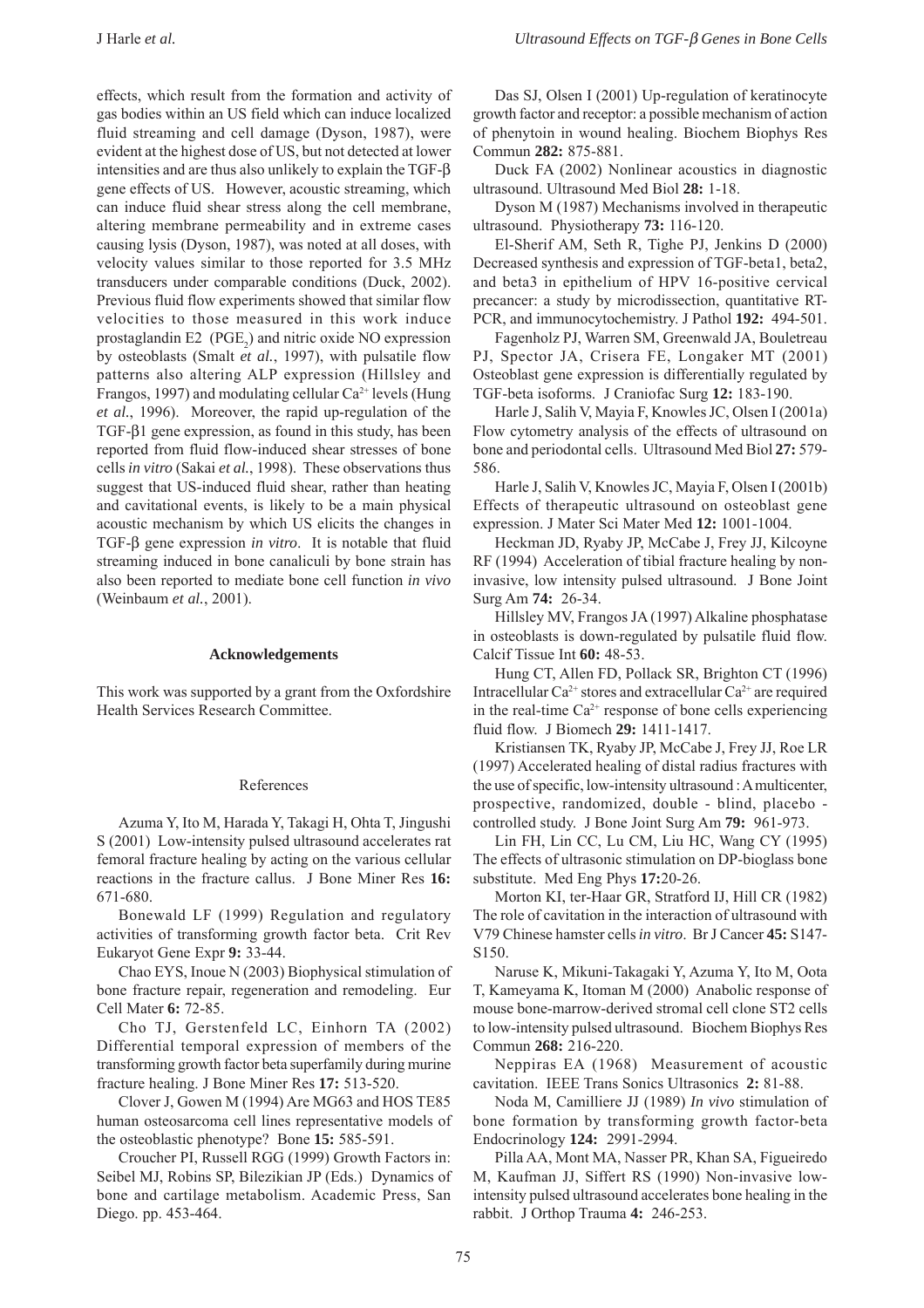effects, which result from the formation and activity of gas bodies within an US field which can induce localized fluid streaming and cell damage (Dyson, 1987), were evident at the highest dose of US, but not detected at lower intensities and are thus also unlikely to explain the TGF-β gene effects of US. However, acoustic streaming, which can induce fluid shear stress along the cell membrane, altering membrane permeability and in extreme cases causing lysis (Dyson, 1987), was noted at all doses, with velocity values similar to those reported for 3.5 MHz transducers under comparable conditions (Duck, 2002). Previous fluid flow experiments showed that similar flow velocities to those measured in this work induce prostaglandin E2 ($PGE_2$) and nitric oxide NO expression by osteoblasts (Smalt *et al.*, 1997), with pulsatile flow patterns also altering ALP expression (Hillsley and Frangos, 1997) and modulating cellular $Ca^{2+}$ levels (Hung *et al.*, 1996). Moreover, the rapid up-regulation of the TGF-β1 gene expression, as found in this study, has been reported from fluid flow-induced shear stresses of bone cells *in vitro* (Sakai *et al.*, 1998). These observations thus suggest that US-induced fluid shear, rather than heating and cavitational events, is likely to be a main physical acoustic mechanism by which US elicits the changes in TGF-β gene expression *in vitro*. It is notable that fluid streaming induced in bone canaliculi by bone strain has also been reported to mediate bone cell function *in vivo* (Weinbaum *et al.*, 2001).

## Acknowledgements

This work was supported by a grant from the Oxfordshire Health Services Research Committee.

## References

Azuma Y, Ito M, Harada Y, Takagi H, Ohta T, Jingushi S (2001) Low-intensity pulsed ultrasound accelerates rat femoral fracture healing by acting on the various cellular reactions in the fracture callus. J Bone Miner Res **16:** 671-680.

Bonewald LF (1999) Regulation and regulatory activities of transforming growth factor beta. Crit Rev Eukaryot Gene Expr **9:** 33-44.

Chao EYS, Inoue N (2003) Biophysical stimulation of bone fracture repair, regeneration and remodeling. Eur Cell Mater **6:** 72-85.

Cho TJ, Gerstenfeld LC, Einhorn TA (2002) Differential temporal expression of members of the transforming growth factor beta superfamily during murine fracture healing. J Bone Miner Res **17:** 513-520.

Clover J, Gowen M (1994) Are MG63 and HOS TE85 human osteosarcoma cell lines representative models of the osteoblastic phenotype? Bone **15:** 585-591.

Croucher PI, Russell RGG (1999) Growth Factors in: Seibel MJ, Robins SP, Bilezikian JP (Eds.) Dynamics of bone and cartilage metabolism. Academic Press, San Diego. pp. 453-464.

Das SJ, Olsen I (2001) Up-regulation of keratinocyte growth factor and receptor: a possible mechanism of action of phenytoin in wound healing. Biochem Biophys Res Commun **282:** 875-881.

Duck FA (2002) Nonlinear acoustics in diagnostic ultrasound. Ultrasound Med Biol **28:** 1-18.

Dyson M (1987) Mechanisms involved in therapeutic ultrasound. Physiotherapy **73:** 116-120.

El-Sherif AM, Seth R, Tighe PJ, Jenkins D (2000) Decreased synthesis and expression of TGF-beta1, beta2, and beta3 in epithelium of HPV 16-positive cervical precancer: a study by microdissection, quantitative RT-PCR, and immunocytochemistry. J Pathol **192:** 494-501.

Fagenholz PJ, Warren SM, Greenwald JA, Bouletreau PJ, Spector JA, Crisera FE, Longaker MT (2001) Osteoblast gene expression is differentially regulated by TGF-beta isoforms. J Craniofac Surg **12:** 183-190.

Harle J, Salih V, Mayia F, Knowles JC, Olsen I (2001a) Flow cytometry analysis of the effects of ultrasound on bone and periodontal cells. Ultrasound Med Biol **27:** 579-586.

Harle J, Salih V, Knowles JC, Mayia F, Olsen I (2001b) Effects of therapeutic ultrasound on osteoblast gene expression. J Mater Sci Mater Med **12:** 1001-1004.

Heckman JD, Ryaby JP, McCabe J, Frey JJ, Kilcoyne RF (1994) Acceleration of tibial fracture healing by non-invasive, low intensity pulsed ultrasound. J Bone Joint Surg Am **74:** 26-34.

Hillsley MV, Frangos JA (1997) Alkaline phosphatase in osteoblasts is down-regulated by pulsatile fluid flow. Calcif Tissue Int **60:** 48-53.

Hung CT, Allen FD, Pollack SR, Brighton CT (1996) Intracellular $Ca^{2+}$ stores and extracellular $Ca^{2+}$ are required in the real-time $Ca^{2+}$ response of bone cells experiencing fluid flow. J Biomech **29:** 1411-1417.

Kristiansen TK, Ryaby JP, McCabe J, Frey JJ, Roe LR (1997) Accelerated healing of distal radius fractures with the use of specific, low-intensity ultrasound : A multicenter, prospective, randomized, double - blind, placebo - controlled study. J Bone Joint Surg Am **79:** 961-973.

Lin FH, Lin CC, Lu CM, Liu HC, Wang CY (1995) The effects of ultrasonic stimulation on DP-bioglass bone substitute. Med Eng Phys **17:**20-26.

Morton KI, ter-Haar GR, Stratford IJ, Hill CR (1982) The role of cavitation in the interaction of ultrasound with V79 Chinese hamster cells *in vitro*. Br J Cancer **45:** S147-S150.

Naruse K, Mikuni-Takagaki Y, Azuma Y, Ito M, Oota T, Kameyama K, Itoman M (2000) Anabolic response of mouse bone-marrow-derived stromal cell clone ST2 cells to low-intensity pulsed ultrasound. Biochem Biophys Res Commun **268:** 216-220.

Neppiras EA (1968) Measurement of acoustic cavitation. IEEE Trans Sonics Ultrasonics **2:** 81-88.

Noda M, Camilliere JJ (1989) *In vivo* stimulation of bone formation by transforming growth factor-beta Endocrinology **124:** 2991-2994.

Pilla AA, Mont MA, Nasser PR, Khan SA, Figueiredo M, Kaufman JJ, Siffert RS (1990) Non-invasive low-intensity pulsed ultrasound accelerates bone healing in the rabbit. J Orthop Trauma **4:** 246-253.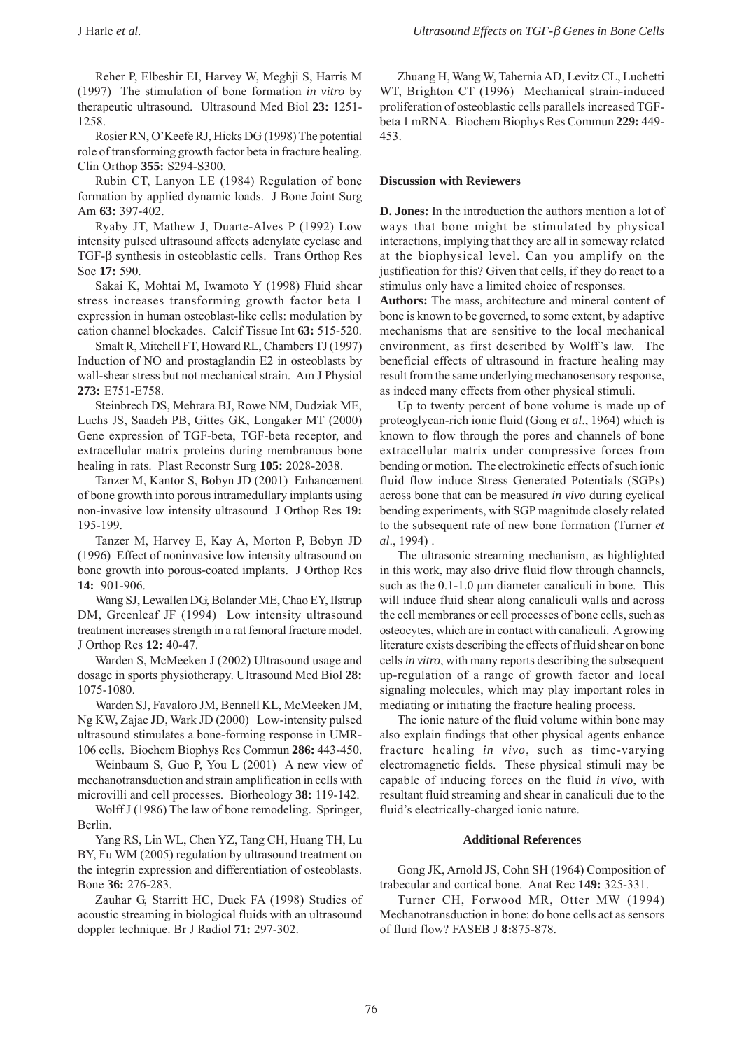Reher P, Elbeshir EI, Harvey W, Meghji S, Harris M (1997) The stimulation of bone formation *in vitro* by therapeutic ultrasound. Ultrasound Med Biol **23:** 1251-1258.

Rosier RN, O'Keefe RJ, Hicks DG (1998) The potential role of transforming growth factor beta in fracture healing. Clin Orthop **355:** S294-S300.

Rubin CT, Lanyon LE (1984) Regulation of bone formation by applied dynamic loads. J Bone Joint Surg Am **63:** 397-402.

Ryaby JT, Mathew J, Duarte-Alves P (1992) Low intensity pulsed ultrasound affects adenylate cyclase and TGF-β synthesis in osteoblastic cells. Trans Orthop Res Soc **17:** 590.

Sakai K, Mohtai M, Iwamoto Y (1998) Fluid shear stress increases transforming growth factor beta 1 expression in human osteoblast-like cells: modulation by cation channel blockades. Calcif Tissue Int **63:** 515-520.

Smalt R, Mitchell FT, Howard RL, Chambers TJ (1997) Induction of NO and prostaglandin E2 in osteoblasts by wall-shear stress but not mechanical strain. Am J Physiol **273:** E751-E758.

Steinbrech DS, Mehrara BJ, Rowe NM, Dudziak ME, Luchs JS, Saadeh PB, Gittes GK, Longaker MT (2000) Gene expression of TGF-beta, TGF-beta receptor, and extracellular matrix proteins during membranous bone healing in rats. Plast Reconstr Surg **105:** 2028-2038.

Tanzer M, Kantor S, Bobyn JD (2001) Enhancement of bone growth into porous intramedullary implants using non-invasive low intensity ultrasound J Orthop Res **19:** 195-199.

Tanzer M, Harvey E, Kay A, Morton P, Bobyn JD (1996) Effect of noninvasive low intensity ultrasound on bone growth into porous-coated implants. J Orthop Res **14:** 901-906.

Wang SJ, Lewallen DG, Bolander ME, Chao EY, Ilstrup DM, Greenleaf JF (1994) Low intensity ultrasound treatment increases strength in a rat femoral fracture model. J Orthop Res **12:** 40-47.

Warden S, McMeeken J (2002) Ultrasound usage and dosage in sports physiotherapy. Ultrasound Med Biol **28:** 1075-1080.

Warden SJ, Favaloro JM, Bennell KL, McMeeken JM, Ng KW, Zajac JD, Wark JD (2000) Low-intensity pulsed ultrasound stimulates a bone-forming response in UMR-106 cells. Biochem Biophys Res Commun **286:** 443-450.

Weinbaum S, Guo P, You L (2001) A new view of mechanotransduction and strain amplification in cells with microvilli and cell processes. Biorheology **38:** 119-142.

Wolff J (1986) The law of bone remodeling. Springer, Berlin.

Yang RS, Lin WL, Chen YZ, Tang CH, Huang TH, Lu BY, Fu WM (2005) regulation by ultrasound treatment on the integrin expression and differentiation of osteoblasts. Bone **36:** 276-283.

Zauhar G, Starritt HC, Duck FA (1998) Studies of acoustic streaming in biological fluids with an ultrasound doppler technique. Br J Radiol **71:** 297-302.

Zhuang H, Wang W, Tahernia AD, Levitz CL, Luchetti WT, Brighton CT (1996) Mechanical strain-induced proliferation of osteoblastic cells parallels increased TGF-beta 1 mRNA. Biochem Biophys Res Commun **229:** 449-453.

## Discussion with Reviewers

**D. Jones:** In the introduction the authors mention a lot of ways that bone might be stimulated by physical interactions, implying that they are all in someway related at the biophysical level. Can you amplify on the justification for this? Given that cells, if they do react to a stimulus only have a limited choice of responses.

**Authors:** The mass, architecture and mineral content of bone is known to be governed, to some extent, by adaptive mechanisms that are sensitive to the local mechanical environment, as first described by Wolff's law. The beneficial effects of ultrasound in fracture healing may result from the same underlying mechanosensory response, as indeed many effects from other physical stimuli.

Up to twenty percent of bone volume is made up of proteoglycan-rich ionic fluid (Gong *et al*., 1964) which is known to flow through the pores and channels of bone extracellular matrix under compressive forces from bending or motion. The electrokinetic effects of such ionic fluid flow induce Stress Generated Potentials (SGPs) across bone that can be measured *in vivo* during cyclical bending experiments, with SGP magnitude closely related to the subsequent rate of new bone formation (Turner *et al*., 1994) .

The ultrasonic streaming mechanism, as highlighted in this work, may also drive fluid flow through channels, such as the 0.1-1.0 μm diameter canaliculi in bone. This will induce fluid shear along canaliculi walls and across the cell membranes or cell processes of bone cells, such as osteocytes, which are in contact with canaliculi. A growing literature exists describing the effects of fluid shear on bone cells *in vitro*, with many reports describing the subsequent up-regulation of a range of growth factor and local signaling molecules, which may play important roles in mediating or initiating the fracture healing process.

The ionic nature of the fluid volume within bone may also explain findings that other physical agents enhance fracture healing *in vivo*, such as time-varying electromagnetic fields. These physical stimuli may be capable of inducing forces on the fluid *in vivo*, with resultant fluid streaming and shear in canaliculi due to the fluid's electrically-charged ionic nature.

### Additional References

Gong JK, Arnold JS, Cohn SH (1964) Composition of trabecular and cortical bone. Anat Rec **149:** 325-331.

Turner CH, Forwood MR, Otter MW (1994) Mechanotransduction in bone: do bone cells act as sensors of fluid flow? FASEB J **8:**875-878.